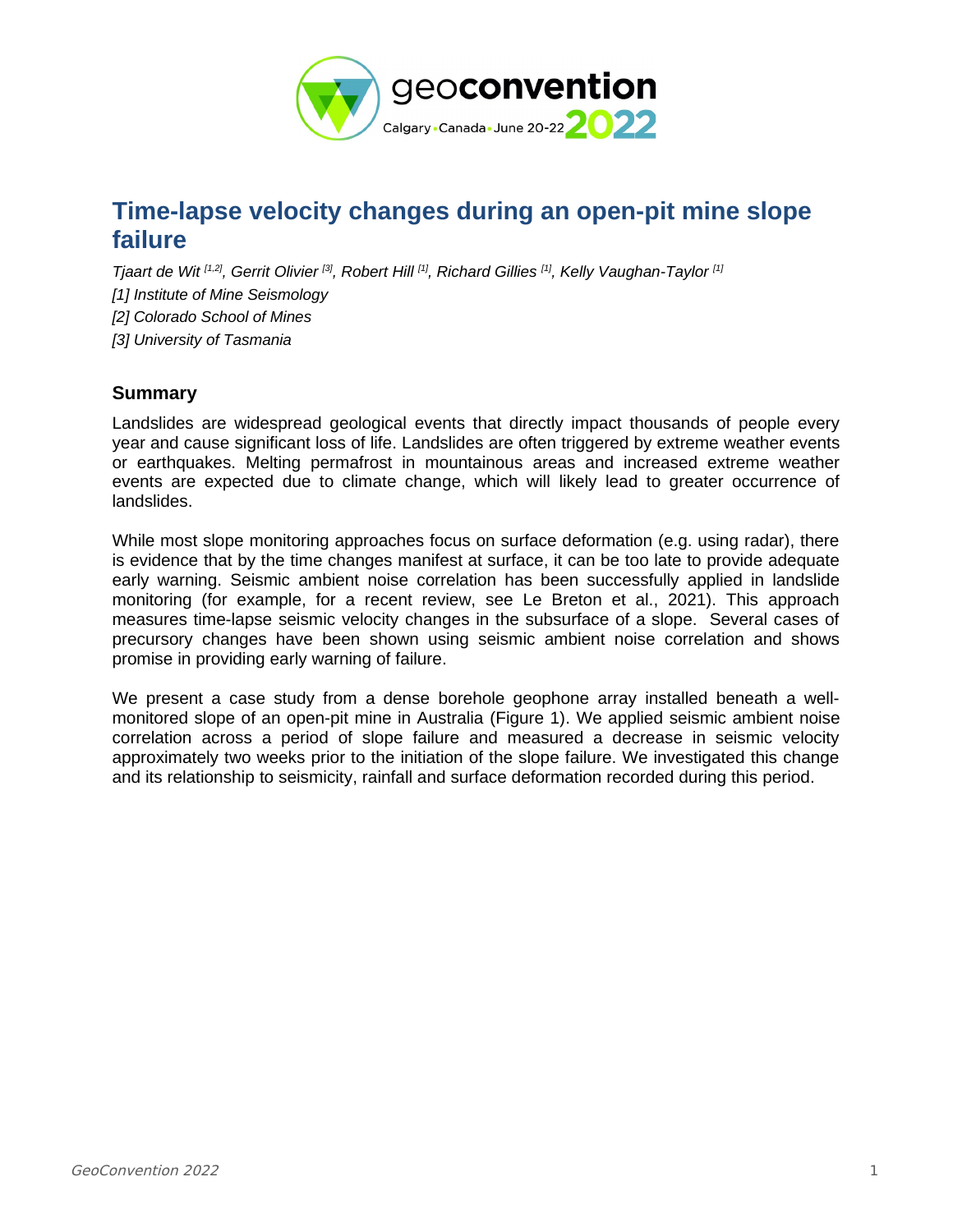# Time-lapse velocity changes during an open-pit mine slope failure

*Tjaart de Wit [1,2], Gerrit Olivier [3], Robert Hill [1], Richard Gillies [1], Kelly Vaughan-Taylor [1]*

*[1] Institute of Mine Seismology*

*[2] Colorado School of Mines*

*[3] University of Tasmania*

## Summary

Landslides are widespread geological events that directly impact thousands of people every year and cause significant loss of life. Landslides are often triggered by extreme weather events or earthquakes. Melting permafrost in mountainous areas and increased extreme weather events are expected due to climate change, which will likely lead to greater occurrence of landslides.

While most slope monitoring approaches focus on surface deformation (e.g. using radar), there is evidence that by the time changes manifest at surface, it can be too late to provide adequate early warning. Seismic ambient noise correlation has been successfully applied in landslide monitoring (for example, for a recent review, see Le Breton et al., 2021). This approach measures time-lapse seismic velocity changes in the subsurface of a slope. Several cases of precursory changes have been shown using seismic ambient noise correlation and shows promise in providing early warning of failure.

We present a case study from a dense borehole geophone array installed beneath a well-monitored slope of an open-pit mine in Australia (Figure 1). We applied seismic ambient noise correlation across a period of slope failure and measured a decrease in seismic velocity approximately two weeks prior to the initiation of the slope failure. We investigated this change and its relationship to seismicity, rainfall and surface deformation recorded during this period.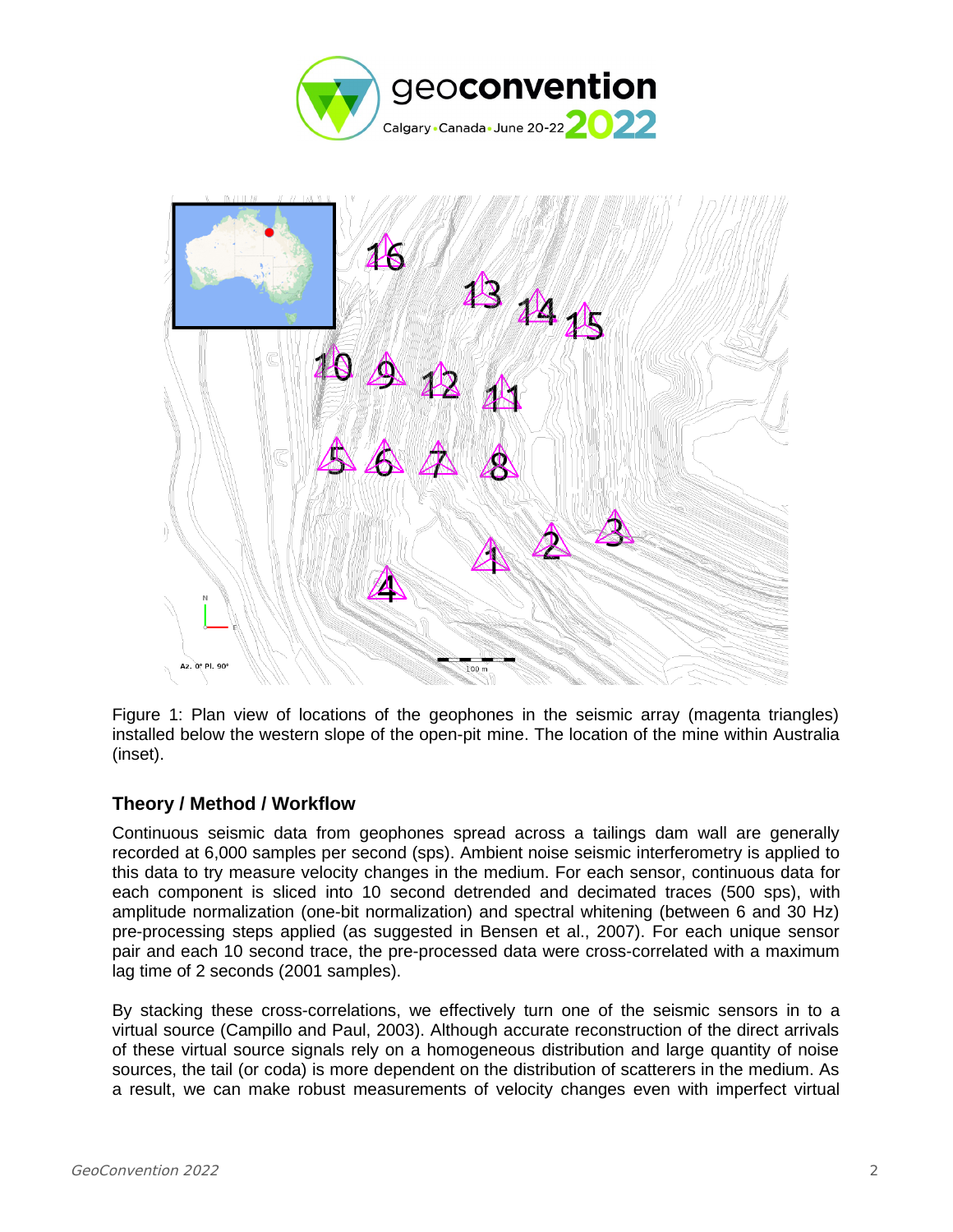Figure 1: Plan view of locations of the geophones in the seismic array (magenta triangles) installed below the western slope of the open-pit mine. The location of the mine within Australia (inset).

### Theory / Method / Workflow

Continuous seismic data from geophones spread across a tailings dam wall are generally recorded at 6,000 samples per second (sps). Ambient noise seismic interferometry is applied to this data to try measure velocity changes in the medium. For each sensor, continuous data for each component is sliced into 10 second detrended and decimated traces (500 sps), with amplitude normalization (one-bit normalization) and spectral whitening (between 6 and 30 Hz) pre-processing steps applied (as suggested in Bensen et al., 2007). For each unique sensor pair and each 10 second trace, the pre-processed data were cross-correlated with a maximum lag time of 2 seconds (2001 samples).

By stacking these cross-correlations, we effectively turn one of the seismic sensors in to a virtual source (Campillo and Paul, 2003). Although accurate reconstruction of the direct arrivals of these virtual source signals rely on a homogeneous distribution and large quantity of noise sources, the tail (or coda) is more dependent on the distribution of scatterers in the medium. As a result, we can make robust measurements of velocity changes even with imperfect virtual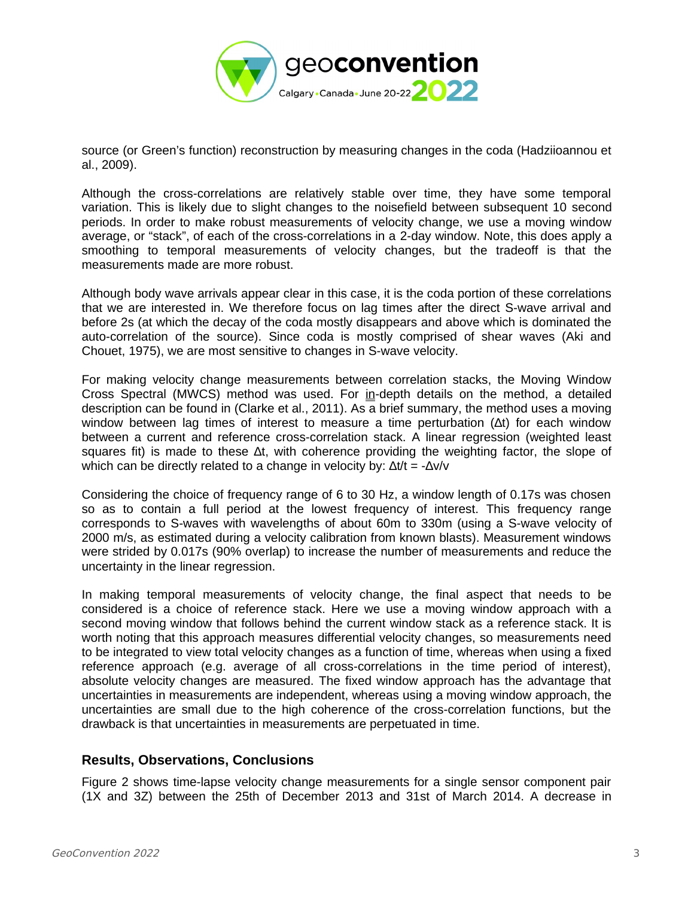source (or Green's function) reconstruction by measuring changes in the coda (Hadziioannou et al., 2009).

Although the cross-correlations are relatively stable over time, they have some temporal variation. This is likely due to slight changes to the noisefield between subsequent 10 second periods. In order to make robust measurements of velocity change, we use a moving window average, or "stack", of each of the cross-correlations in a 2-day window. Note, this does apply a smoothing to temporal measurements of velocity changes, but the tradeoff is that the measurements made are more robust.

Although body wave arrivals appear clear in this case, it is the coda portion of these correlations that we are interested in. We therefore focus on lag times after the direct S-wave arrival and before 2s (at which the decay of the coda mostly disappears and above which is dominated the auto-correlation of the source). Since coda is mostly comprised of shear waves (Aki and Chouet, 1975), we are most sensitive to changes in S-wave velocity.

For making velocity change measurements between correlation stacks, the Moving Window Cross Spectral (MWCS) method was used. For in-depth details on the method, a detailed description can be found in (Clarke et al., 2011). As a brief summary, the method uses a moving window between lag times of interest to measure a time perturbation ($\Delta t$) for each window between a current and reference cross-correlation stack. A linear regression (weighted least squares fit) is made to these $\Delta t$, with coherence providing the weighting factor, the slope of which can be directly related to a change in velocity by: $\Delta t/t = -\Delta v/v$

Considering the choice of frequency range of 6 to 30 Hz, a window length of 0.17s was chosen so as to contain a full period at the lowest frequency of interest. This frequency range corresponds to S-waves with wavelengths of about 60m to 330m (using a S-wave velocity of 2000 m/s, as estimated during a velocity calibration from known blasts). Measurement windows were strided by 0.017s (90% overlap) to increase the number of measurements and reduce the uncertainty in the linear regression.

In making temporal measurements of velocity change, the final aspect that needs to be considered is a choice of reference stack. Here we use a moving window approach with a second moving window that follows behind the current window stack as a reference stack. It is worth noting that this approach measures differential velocity changes, so measurements need to be integrated to view total velocity changes as a function of time, whereas when using a fixed reference approach (e.g. average of all cross-correlations in the time period of interest), absolute velocity changes are measured. The fixed window approach has the advantage that uncertainties in measurements are independent, whereas using a moving window approach, the uncertainties are small due to the high coherence of the cross-correlation functions, but the drawback is that uncertainties in measurements are perpetuated in time.

## Results, Observations, Conclusions

Figure 2 shows time-lapse velocity change measurements for a single sensor component pair (1X and 3Z) between the 25th of December 2013 and 31st of March 2014. A decrease in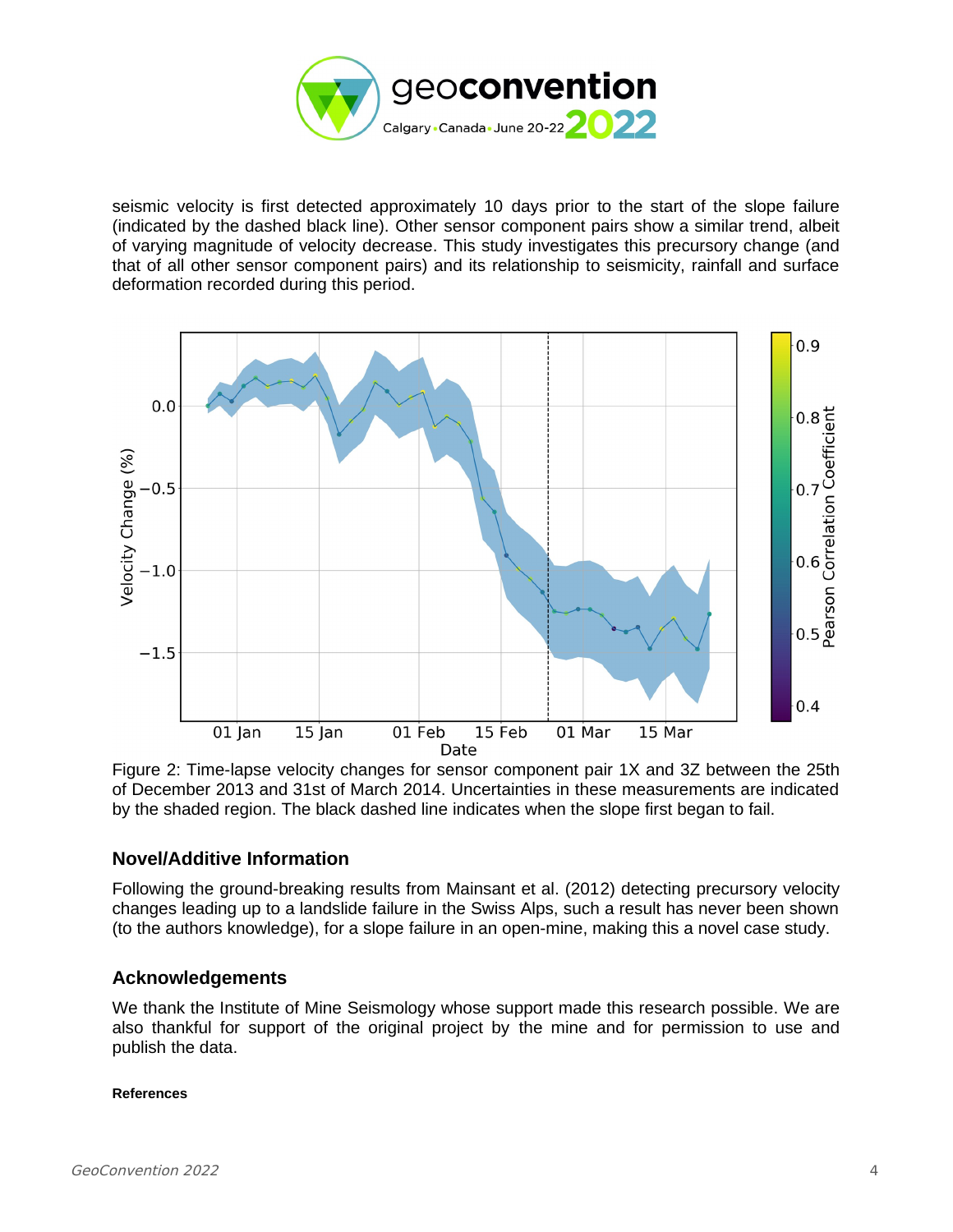seismic velocity is first detected approximately 10 days prior to the start of the slope failure (indicated by the dashed black line). Other sensor component pairs show a similar trend, albeit of varying magnitude of velocity decrease. This study investigates this precursory change (and that of all other sensor component pairs) and its relationship to seismicity, rainfall and surface deformation recorded during this period.

Figure 2: Time-lapse velocity changes for sensor component pair 1X and 3Z between the 25th of December 2013 and 31st of March 2014. Uncertainties in these measurements are indicated by the shaded region. The black dashed line indicates when the slope first began to fail.

## Novel/Additive Information

Following the ground-breaking results from Mainsant et al. (2012) detecting precursory velocity changes leading up to a landslide failure in the Swiss Alps, such a result has never been shown (to the authors knowledge), for a slope failure in an open-mine, making this a novel case study.

## Acknowledgements

We thank the Institute of Mine Seismology whose support made this research possible. We are also thankful for support of the original project by the mine and for permission to use and publish the data.

**References**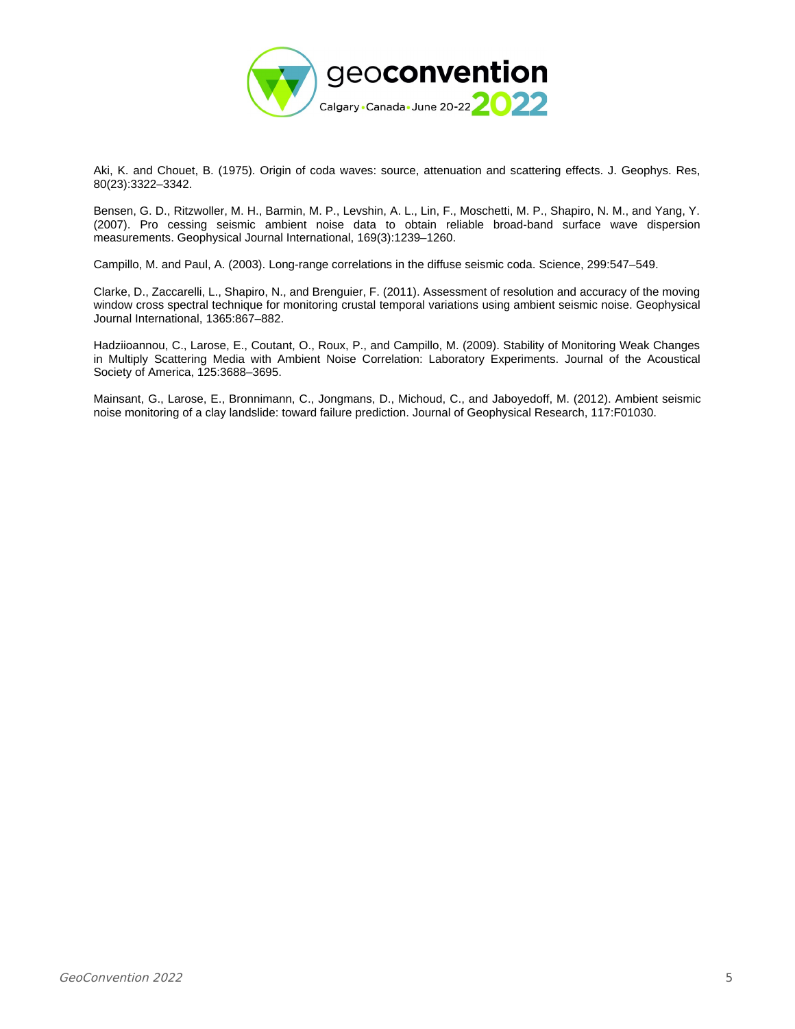Aki, K. and Chouet, B. (1975). Origin of coda waves: source, attenuation and scattering effects. J. Geophys. Res, 80(23):3322–3342.

Bensen, G. D., Ritzwoller, M. H., Barmin, M. P., Levshin, A. L., Lin, F., Moschetti, M. P., Shapiro, N. M., and Yang, Y. (2007). Pro cessing seismic ambient noise data to obtain reliable broad-band surface wave dispersion measurements. Geophysical Journal International, 169(3):1239–1260.

Campillo, M. and Paul, A. (2003). Long-range correlations in the diffuse seismic coda. Science, 299:547–549.

Clarke, D., Zaccarelli, L., Shapiro, N., and Brenguier, F. (2011). Assessment of resolution and accuracy of the moving window cross spectral technique for monitoring crustal temporal variations using ambient seismic noise. Geophysical Journal International, 1365:867–882.

Hadziioannou, C., Larose, E., Coutant, O., Roux, P., and Campillo, M. (2009). Stability of Monitoring Weak Changes in Multiply Scattering Media with Ambient Noise Correlation: Laboratory Experiments. Journal of the Acoustical Society of America, 125:3688–3695.

Mainsant, G., Larose, E., Bronnimann, C., Jongmans, D., Michoud, C., and Jaboyedoff, M. (2012). Ambient seismic noise monitoring of a clay landslide: toward failure prediction. Journal of Geophysical Research, 117:F01030.